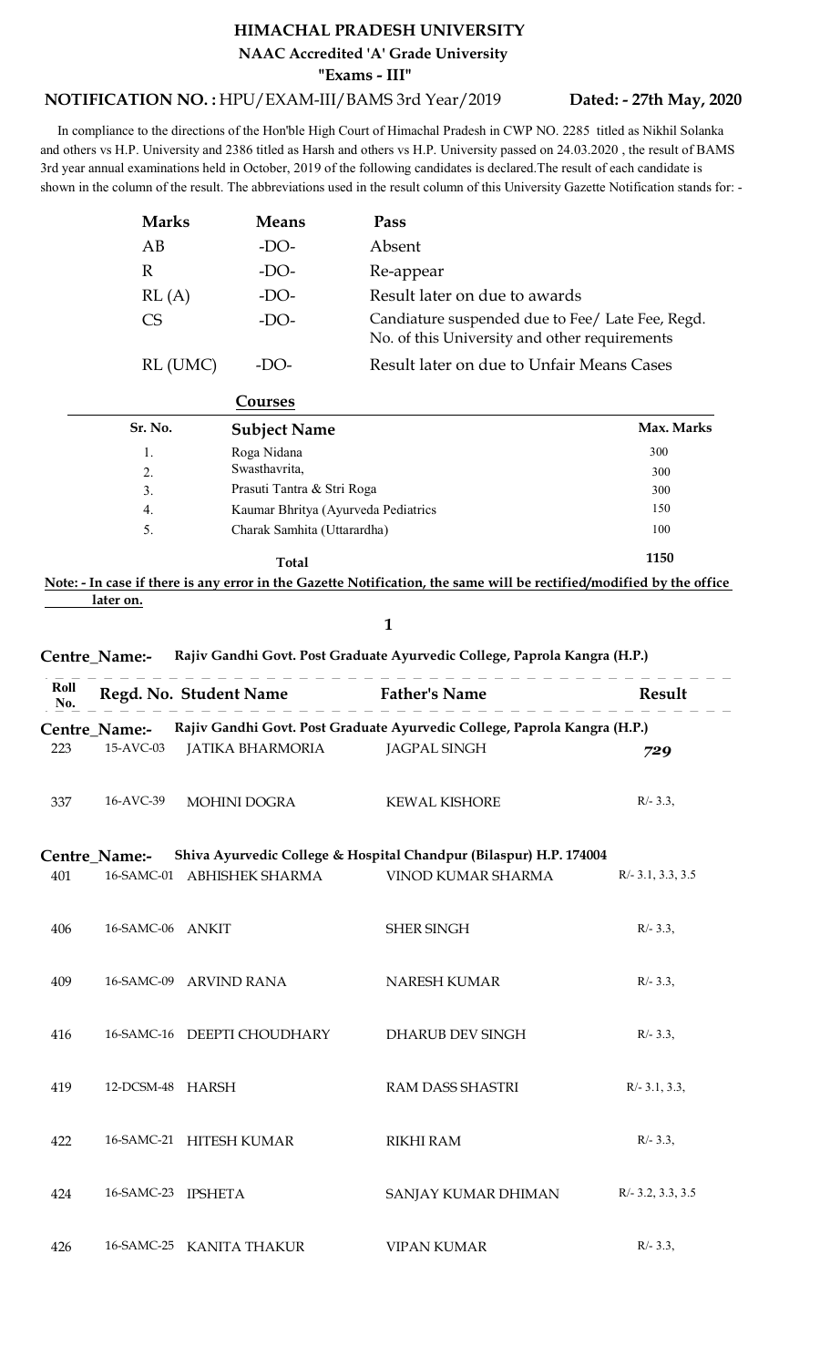# HIMACHAL PRADESH UNIVERSITY

**NAAC Accredited 'A' Grade University**

**"Exams - III"**

**NOTIFICATION NO. :** HPU/EXAM-III/BAMS 3rd Year/2019 **Dated: - 27th May, 2020**

In compliance to the directions of the Hon'ble High Court of Himachal Pradesh in CWP NO. 2285 titled as Nikhil Solanka and others vs H.P. University and 2386 titled as Harsh and others vs H.P. University passed on 24.03.2020 , the result of BAMS 3rd year annual examinations held in October, 2019 of the following candidates is declared.The result of each candidate is shown in the column of the result. The abbreviations used in the result column of this University Gazette Notification stands for: -

| Marks | Means | Pass |
|---|---|---|
| AB | -DO- | Absent |
| R | -DO- | Re-appear |
| RL (A) | -DO- | Result later on due to awards |
| CS | -DO- | Candiature suspended due to Fee/ Late Fee, Regd. No. of this University and other requirements |
| RL (UMC) | -DO- | Result later on due to Unfair Means Cases |

**Courses**

| Sr. No. | Subject Name | Max. Marks |
|---|---|---|
| 1. | Roga Nidana | 300 |
| 2. | Swasthavrita, | 300 |
| 3. | Prasuti Tantra & Stri Roga | 300 |
| 4. | Kaumar Bhritya (Ayurveda Pediatrics | 150 |
| 5. | Charak Samhita (Uttarardha) | 100 |
| | **Total** | **1150** |

**Note: - In case if there is any error in the Gazette Notification, the same will be rectified/modified by the office later on.**

**Centre_Name:- Rajiv Gandhi Govt. Post Graduate Ayurvedic College, Paprola Kangra (H.P.)**

| Roll No. | Regd. No. | Student Name | Father's Name | Result |
|---|---|---|---|---|
| **Centre_Name:- Rajiv Gandhi Govt. Post Graduate Ayurvedic College, Paprola Kangra (H.P.)** | | | | |
| 223 | 15-AVC-03 | JATIKA BHARMORIA | JAGPAL SINGH | 729 |
| 337 | 16-AVC-39 | MOHINI DOGRA | KEWAL KISHORE | R/- 3.3, |
| **Centre_Name:- Shiva Ayurvedic College & Hospital Chandpur (Bilaspur) H.P. 174004** | | | | |
| 401 | 16-SAMC-01 | ABHISHEK SHARMA | VINOD KUMAR SHARMA | R/- 3.1, 3.3, 3.5 |
| 406 | 16-SAMC-06 | ANKIT | SHER SINGH | R/- 3.3, |
| 409 | 16-SAMC-09 | ARVIND RANA | NARESH KUMAR | R/- 3.3, |
| 416 | 16-SAMC-16 | DEEPTI CHOUDHARY | DHARUB DEV SINGH | R/- 3.3, |
| 419 | 12-DCSM-48 | HARSH | RAM DASS SHASTRI | R/- 3.1, 3.3, |
| 422 | 16-SAMC-21 | HITESH KUMAR | RIKHI RAM | R/- 3.3, |
| 424 | 16-SAMC-23 | IPSHETA | SANJAY KUMAR DHIMAN | R/- 3.2, 3.3, 3.5 |
| 426 | 16-SAMC-25 | KANITA THAKUR | VIPAN KUMAR | R/- 3.3, |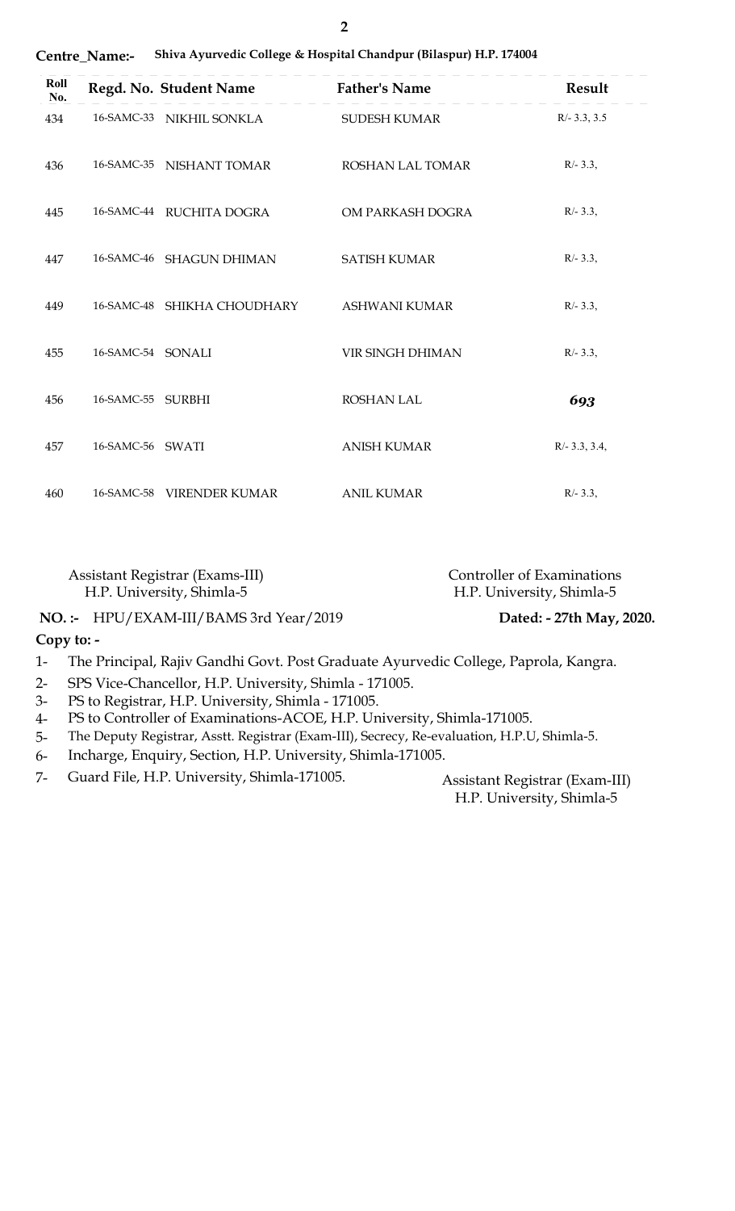**Centre_Name:- Shiva Ayurvedic College & Hospital Chandpur (Bilaspur) H.P. 174004**

| Roll No. | Regd. No. | Student Name | Father's Name | Result |
|---|---|---|---|---|
| 434 | 16-SAMC-33 | NIKHIL SONKLA | SUDESH KUMAR | R/- 3.3, 3.5 |
| 436 | 16-SAMC-35 | NISHANT TOMAR | ROSHAN LAL TOMAR | R/- 3.3, |
| 445 | 16-SAMC-44 | RUCHITA DOGRA | OM PARKASH DOGRA | R/- 3.3, |
| 447 | 16-SAMC-46 | SHAGUN DHIMAN | SATISH KUMAR | R/- 3.3, |
| 449 | 16-SAMC-48 | SHIKHA CHOUDHARY | ASHWANI KUMAR | R/- 3.3, |
| 455 | 16-SAMC-54 | SONALI | VIR SINGH DHIMAN | R/- 3.3, |
| 456 | 16-SAMC-55 | SURBHI | ROSHAN LAL | ***693*** |
| 457 | 16-SAMC-56 | SWATI | ANISH KUMAR | R/- 3.3, 3.4, |
| 460 | 16-SAMC-58 | VIRENDER KUMAR | ANIL KUMAR | R/- 3.3, |

Assistant Registrar (Exams-III)
H.P. University, Shimla-5

Controller of Examinations
H.P. University, Shimla-5

**NO. :-** HPU/EXAM-III/BAMS 3rd Year/2019 **Dated: - 27th May, 2020.**

**Copy to: -**

1- The Principal, Rajiv Gandhi Govt. Post Graduate Ayurvedic College, Paprola, Kangra.
2- SPS Vice-Chancellor, H.P. University, Shimla - 171005.
3- PS to Registrar, H.P. University, Shimla - 171005.
4- PS to Controller of Examinations-ACOE, H.P. University, Shimla-171005.
5- The Deputy Registrar, Asstt. Registrar (Exam-III), Secrecy, Re-evaluation, H.P.U, Shimla-5.
6- Incharge, Enquiry, Section, H.P. University, Shimla-171005.
7- Guard File, H.P. University, Shimla-171005.

Assistant Registrar (Exam-III)
H.P. University, Shimla-5